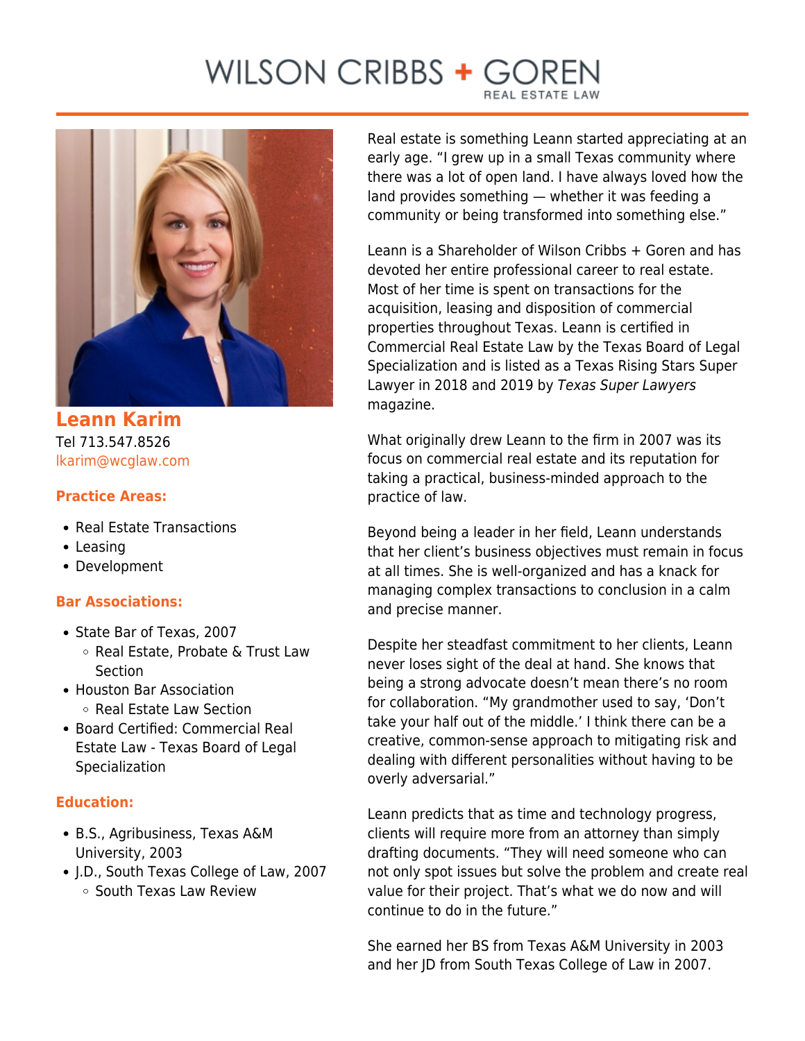# WILSON CRIBBS + GOREN

REAL ESTATE LAW

## Leann Karim

Tel 713.547.8526
lkarim@wcglaw.com

### Practice Areas:

- Real Estate Transactions
- Leasing
- Development

### Bar Associations:

- State Bar of Texas, 2007
  - Real Estate, Probate & Trust Law Section
- Houston Bar Association
  - Real Estate Law Section
- Board Certified: Commercial Real Estate Law - Texas Board of Legal Specialization

### Education:

- B.S., Agribusiness, Texas A&M University, 2003
- J.D., South Texas College of Law, 2007
  - South Texas Law Review

Real estate is something Leann started appreciating at an early age. "I grew up in a small Texas community where there was a lot of open land. I have always loved how the land provides something — whether it was feeding a community or being transformed into something else."

Leann is a Shareholder of Wilson Cribbs + Goren and has devoted her entire professional career to real estate. Most of her time is spent on transactions for the acquisition, leasing and disposition of commercial properties throughout Texas. Leann is certified in Commercial Real Estate Law by the Texas Board of Legal Specialization and is listed as a Texas Rising Stars Super Lawyer in 2018 and 2019 by *Texas Super Lawyers* magazine.

What originally drew Leann to the firm in 2007 was its focus on commercial real estate and its reputation for taking a practical, business-minded approach to the practice of law.

Beyond being a leader in her field, Leann understands that her client's business objectives must remain in focus at all times. She is well-organized and has a knack for managing complex transactions to conclusion in a calm and precise manner.

Despite her steadfast commitment to her clients, Leann never loses sight of the deal at hand. She knows that being a strong advocate doesn't mean there's no room for collaboration. "My grandmother used to say, 'Don't take your half out of the middle.' I think there can be a creative, common-sense approach to mitigating risk and dealing with different personalities without having to be overly adversarial."

Leann predicts that as time and technology progress, clients will require more from an attorney than simply drafting documents. "They will need someone who can not only spot issues but solve the problem and create real value for their project. That's what we do now and will continue to do in the future."

She earned her BS from Texas A&M University in 2003 and her JD from South Texas College of Law in 2007.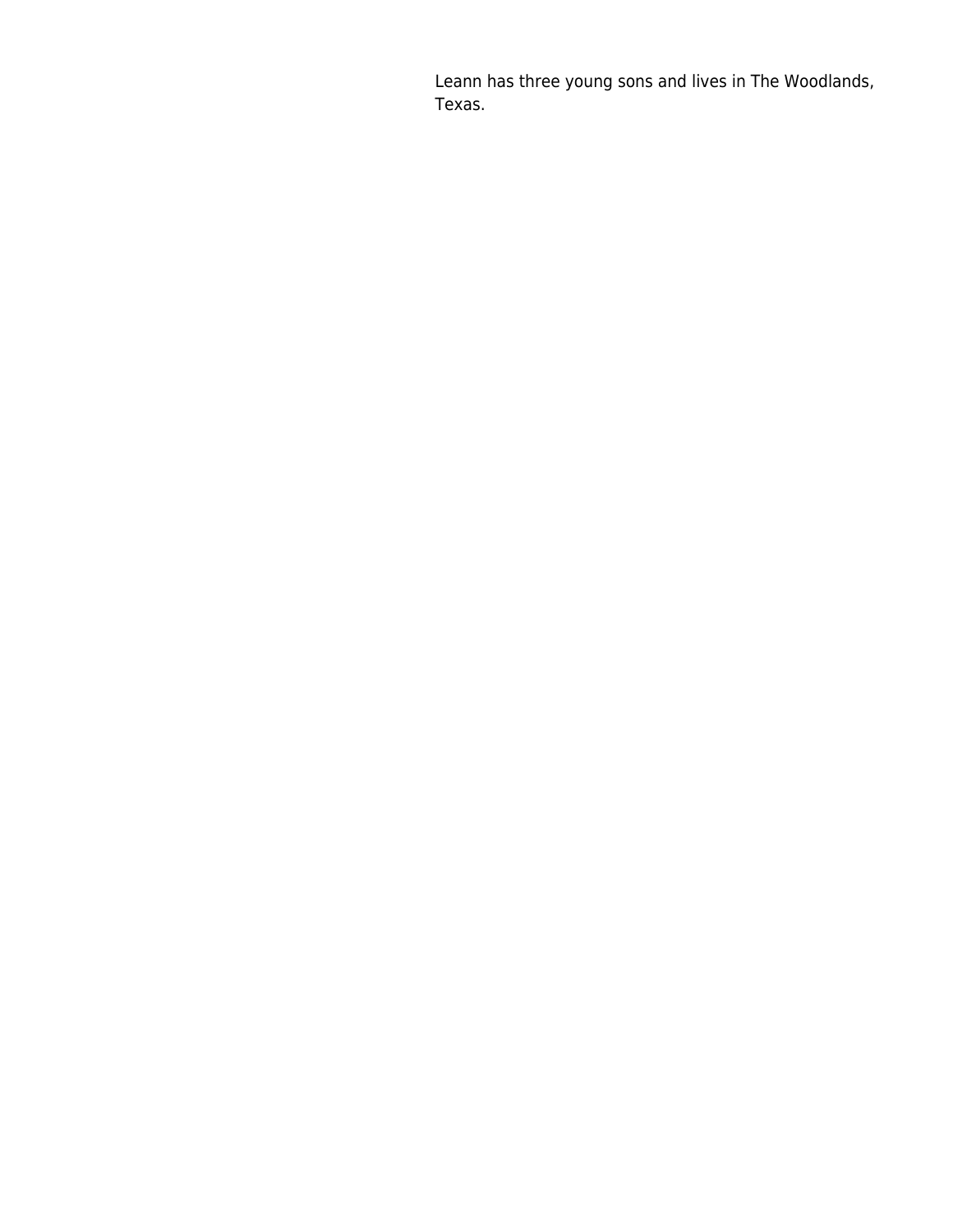Leann has three young sons and lives in The Woodlands, Texas.